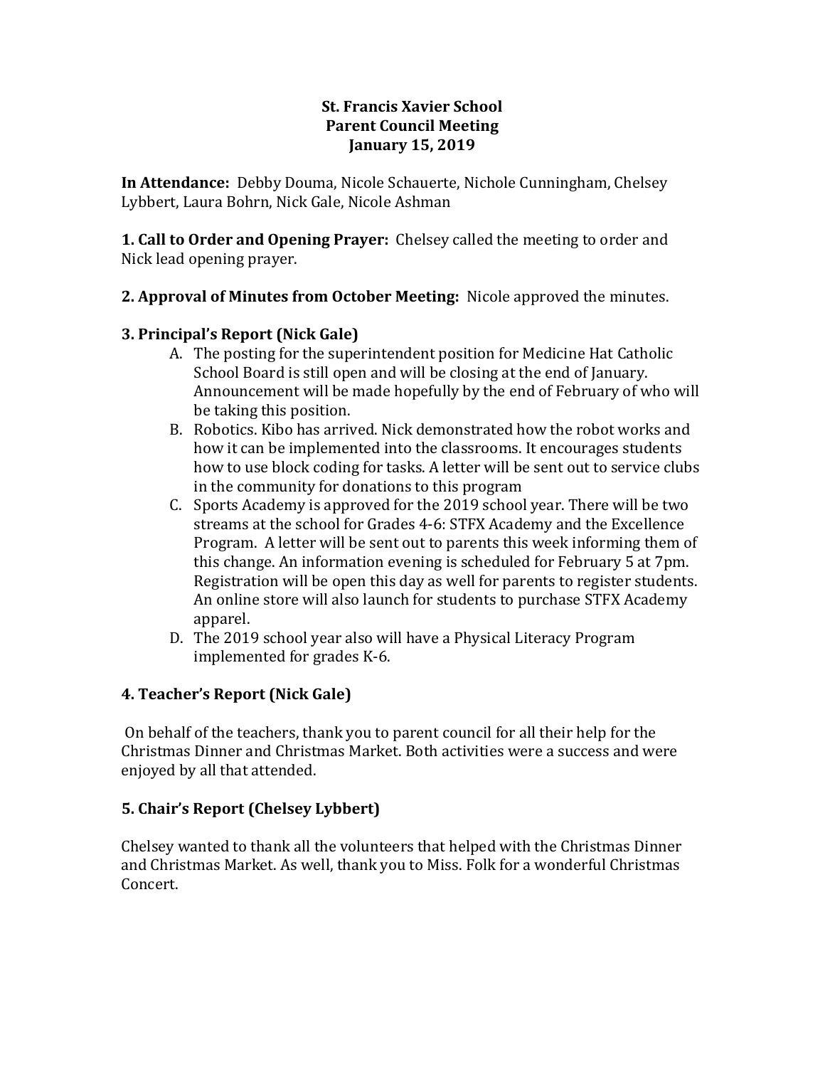# St. Francis Xavier School
## Parent Council Meeting
### January 15, 2019

**In Attendance:** Debby Douma, Nicole Schauerte, Nichole Cunningham, Chelsey Lybbert, Laura Bohrn, Nick Gale, Nicole Ashman

**1. Call to Order and Opening Prayer:** Chelsey called the meeting to order and Nick lead opening prayer.

**2. Approval of Minutes from October Meeting:** Nicole approved the minutes.

**3. Principal's Report (Nick Gale)**

A. The posting for the superintendent position for Medicine Hat Catholic School Board is still open and will be closing at the end of January. Announcement will be made hopefully by the end of February of who will be taking this position.

B. Robotics. Kibo has arrived. Nick demonstrated how the robot works and how it can be implemented into the classrooms. It encourages students how to use block coding for tasks. A letter will be sent out to service clubs in the community for donations to this program

C. Sports Academy is approved for the 2019 school year. There will be two streams at the school for Grades 4-6: STFX Academy and the Excellence Program. A letter will be sent out to parents this week informing them of this change. An information evening is scheduled for February 5 at 7pm. Registration will be open this day as well for parents to register students. An online store will also launch for students to purchase STFX Academy apparel.

D. The 2019 school year also will have a Physical Literacy Program implemented for grades K-6.

**4. Teacher's Report (Nick Gale)**

On behalf of the teachers, thank you to parent council for all their help for the Christmas Dinner and Christmas Market. Both activities were a success and were enjoyed by all that attended.

**5. Chair's Report (Chelsey Lybbert)**

Chelsey wanted to thank all the volunteers that helped with the Christmas Dinner and Christmas Market. As well, thank you to Miss. Folk for a wonderful Christmas Concert.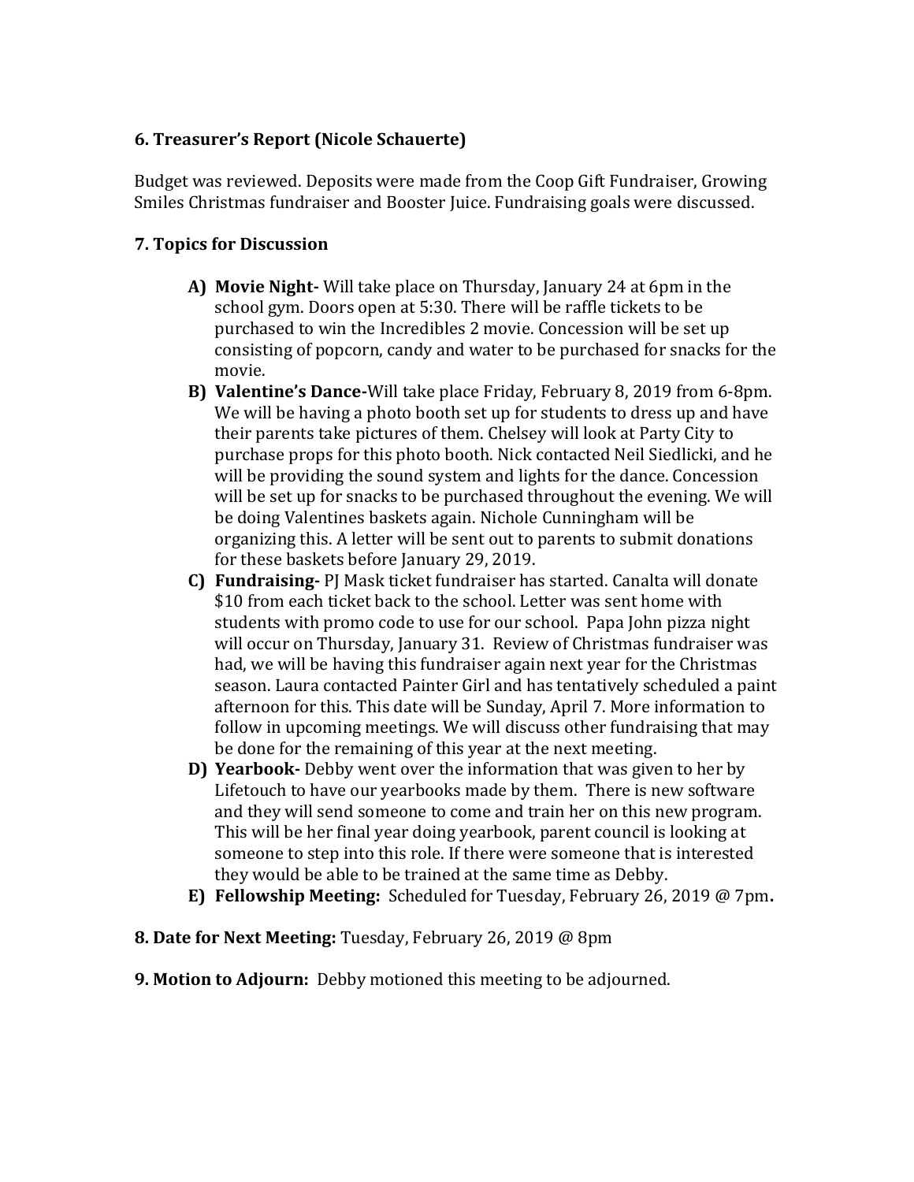**6. Treasurer's Report (Nicole Schauerte)**

Budget was reviewed. Deposits were made from the Coop Gift Fundraiser, Growing Smiles Christmas fundraiser and Booster Juice. Fundraising goals were discussed.

**7. Topics for Discussion**

A) **Movie Night-** Will take place on Thursday, January 24 at 6pm in the school gym. Doors open at 5:30. There will be raffle tickets to be purchased to win the Incredibles 2 movie. Concession will be set up consisting of popcorn, candy and water to be purchased for snacks for the movie.

B) **Valentine's Dance-**Will take place Friday, February 8, 2019 from 6-8pm. We will be having a photo booth set up for students to dress up and have their parents take pictures of them. Chelsey will look at Party City to purchase props for this photo booth. Nick contacted Neil Siedlicki, and he will be providing the sound system and lights for the dance. Concession will be set up for snacks to be purchased throughout the evening. We will be doing Valentines baskets again. Nichole Cunningham will be organizing this. A letter will be sent out to parents to submit donations for these baskets before January 29, 2019.

C) **Fundraising-** PJ Mask ticket fundraiser has started. Canalta will donate $10 from each ticket back to the school. Letter was sent home with students with promo code to use for our school. Papa John pizza night will occur on Thursday, January 31. Review of Christmas fundraiser was had, we will be having this fundraiser again next year for the Christmas season. Laura contacted Painter Girl and has tentatively scheduled a paint afternoon for this. This date will be Sunday, April 7. More information to follow in upcoming meetings. We will discuss other fundraising that may be done for the remaining of this year at the next meeting.

D) **Yearbook-** Debby went over the information that was given to her by Lifetouch to have our yearbooks made by them. There is new software and they will send someone to come and train her on this new program. This will be her final year doing yearbook, parent council is looking at someone to step into this role. If there were someone that is interested they would be able to be trained at the same time as Debby.

E) **Fellowship Meeting:** Scheduled for Tuesday, February 26, 2019 @ 7pm**.**

**8. Date for Next Meeting:** Tuesday, February 26, 2019 @ 8pm

**9. Motion to Adjourn:** Debby motioned this meeting to be adjourned.